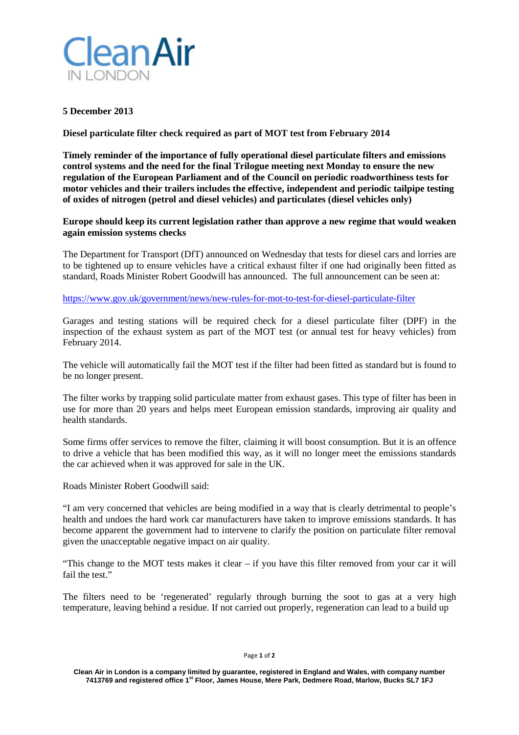Clean Air IN LONDON

**5 December 2013**

**Diesel particulate filter check required as part of MOT test from February 2014**

**Timely reminder of the importance of fully operational diesel particulate filters and emissions control systems and the need for the final Trilogue meeting next Monday to ensure the new regulation of the European Parliament and of the Council on periodic roadworthiness tests for motor vehicles and their trailers includes the effective, independent and periodic tailpipe testing of oxides of nitrogen (petrol and diesel vehicles) and particulates (diesel vehicles only)**

**Europe should keep its current legislation rather than approve a new regime that would weaken again emission systems checks**

The Department for Transport (DfT) announced on Wednesday that tests for diesel cars and lorries are to be tightened up to ensure vehicles have a critical exhaust filter if one had originally been fitted as standard, Roads Minister Robert Goodwill has announced. The full announcement can be seen at:

https://www.gov.uk/government/news/new-rules-for-mot-to-test-for-diesel-particulate-filter

Garages and testing stations will be required check for a diesel particulate filter (DPF) in the inspection of the exhaust system as part of the MOT test (or annual test for heavy vehicles) from February 2014.

The vehicle will automatically fail the MOT test if the filter had been fitted as standard but is found to be no longer present.

The filter works by trapping solid particulate matter from exhaust gases. This type of filter has been in use for more than 20 years and helps meet European emission standards, improving air quality and health standards.

Some firms offer services to remove the filter, claiming it will boost consumption. But it is an offence to drive a vehicle that has been modified this way, as it will no longer meet the emissions standards the car achieved when it was approved for sale in the UK.

Roads Minister Robert Goodwill said:

"I am very concerned that vehicles are being modified in a way that is clearly detrimental to people's health and undoes the hard work car manufacturers have taken to improve emissions standards. It has become apparent the government had to intervene to clarify the position on particulate filter removal given the unacceptable negative impact on air quality.

"This change to the MOT tests makes it clear – if you have this filter removed from your car it will fail the test."

The filters need to be 'regenerated' regularly through burning the soot to gas at a very high temperature, leaving behind a residue. If not carried out properly, regeneration can lead to a build up

Clean Air in London is a company limited by guarantee, registered in England and Wales, with company number 7413769 and registered office 1st Floor, James House, Mere Park, Dedmere Road, Marlow, Bucks SL7 1FJ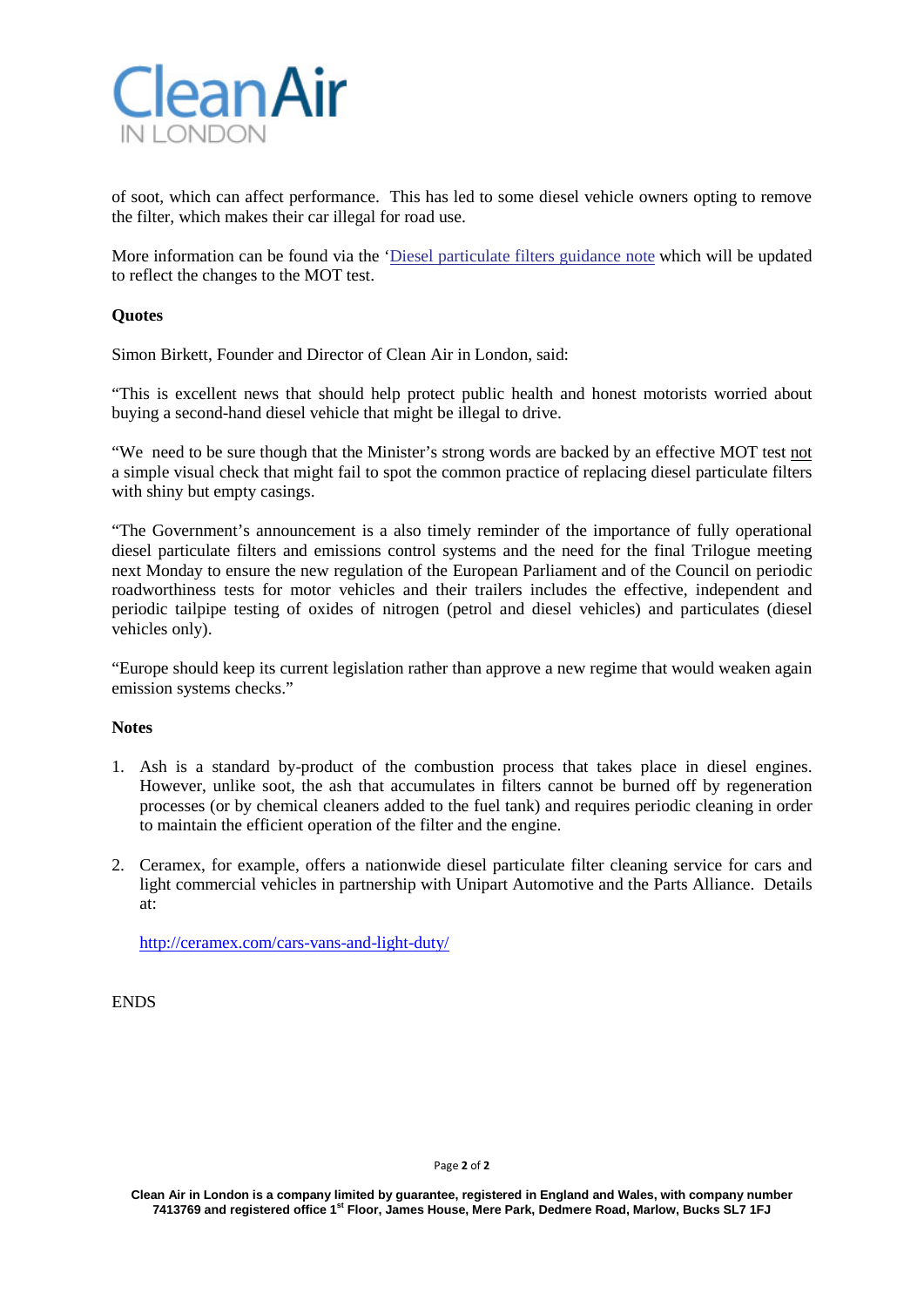of soot, which can affect performance. This has led to some diesel vehicle owners opting to remove the filter, which makes their car illegal for road use.

More information can be found via the 'Diesel particulate filters guidance note which will be updated to reflect the changes to the MOT test.

**Quotes**

Simon Birkett, Founder and Director of Clean Air in London, said:

"This is excellent news that should help protect public health and honest motorists worried about buying a second-hand diesel vehicle that might be illegal to drive.

"We need to be sure though that the Minister's strong words are backed by an effective MOT test not a simple visual check that might fail to spot the common practice of replacing diesel particulate filters with shiny but empty casings.

"The Government's announcement is a also timely reminder of the importance of fully operational diesel particulate filters and emissions control systems and the need for the final Trilogue meeting next Monday to ensure the new regulation of the European Parliament and of the Council on periodic roadworthiness tests for motor vehicles and their trailers includes the effective, independent and periodic tailpipe testing of oxides of nitrogen (petrol and diesel vehicles) and particulates (diesel vehicles only).

"Europe should keep its current legislation rather than approve a new regime that would weaken again emission systems checks."

**Notes**

1. Ash is a standard by-product of the combustion process that takes place in diesel engines. However, unlike soot, the ash that accumulates in filters cannot be burned off by regeneration processes (or by chemical cleaners added to the fuel tank) and requires periodic cleaning in order to maintain the efficient operation of the filter and the engine.

2. Ceramex, for example, offers a nationwide diesel particulate filter cleaning service for cars and light commercial vehicles in partnership with Unipart Automotive and the Parts Alliance. Details at:

   http://ceramex.com/cars-vans-and-light-duty/

ENDS

Clean Air in London is a company limited by guarantee, registered in England and Wales, with company number 7413769 and registered office 1st Floor, James House, Mere Park, Dedmere Road, Marlow, Bucks SL7 1FJ